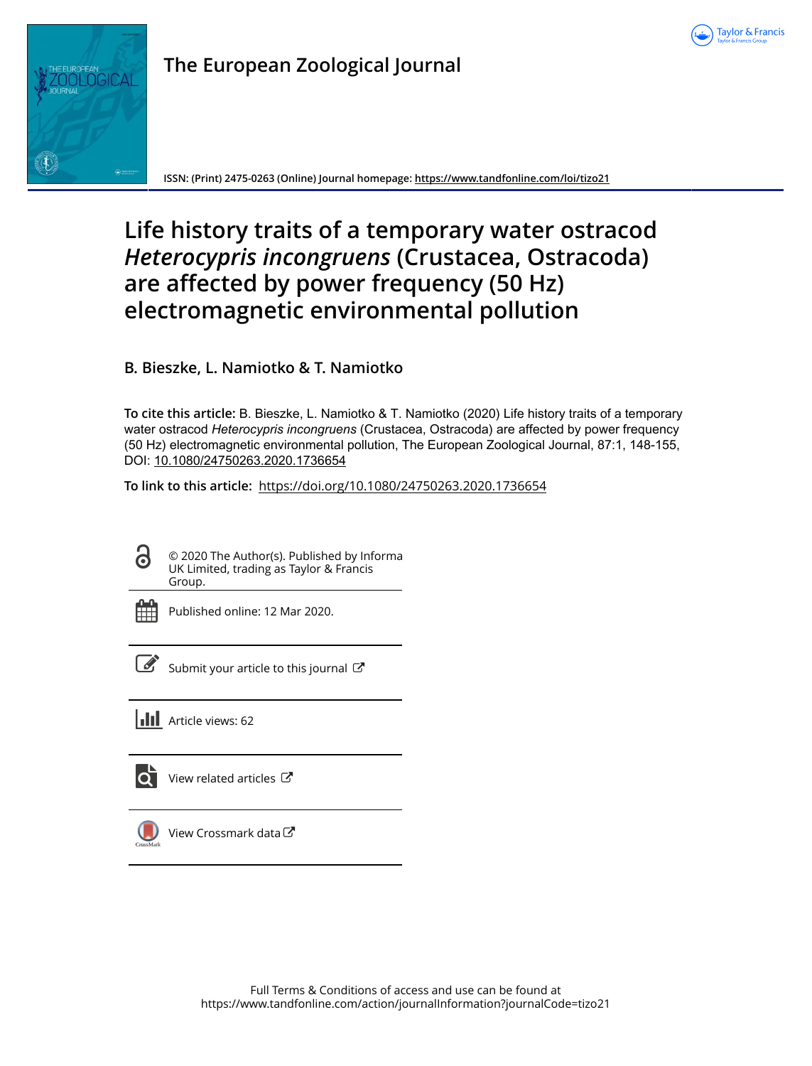**The European Zoological Journal**

ISSN: (Print) 2475-0263 (Online) Journal homepage: https://www.tandfonline.com/loi/tizo21

# Life history traits of a temporary water ostracod *Heterocypris incongruens* (Crustacea, Ostracoda) are affected by power frequency (50 Hz) electromagnetic environmental pollution

**B. Bieszke, L. Namiotko & T. Namiotko**

**To cite this article:** B. Bieszke, L. Namiotko & T. Namiotko (2020) Life history traits of a temporary water ostracod *Heterocypris incongruens* (Crustacea, Ostracoda) are affected by power frequency (50 Hz) electromagnetic environmental pollution, The European Zoological Journal, 87:1, 148-155, DOI: 10.1080/24750263.2020.1736654

**To link to this article:** https://doi.org/10.1080/24750263.2020.1736654

© 2020 The Author(s). Published by Informa UK Limited, trading as Taylor & Francis Group.

Published online: 12 Mar 2020.

Submit your article to this journal

Article views: 62

View related articles

View Crossmark data

Full Terms & Conditions of access and use can be found at https://www.tandfonline.com/action/journalInformation?journalCode=tizo21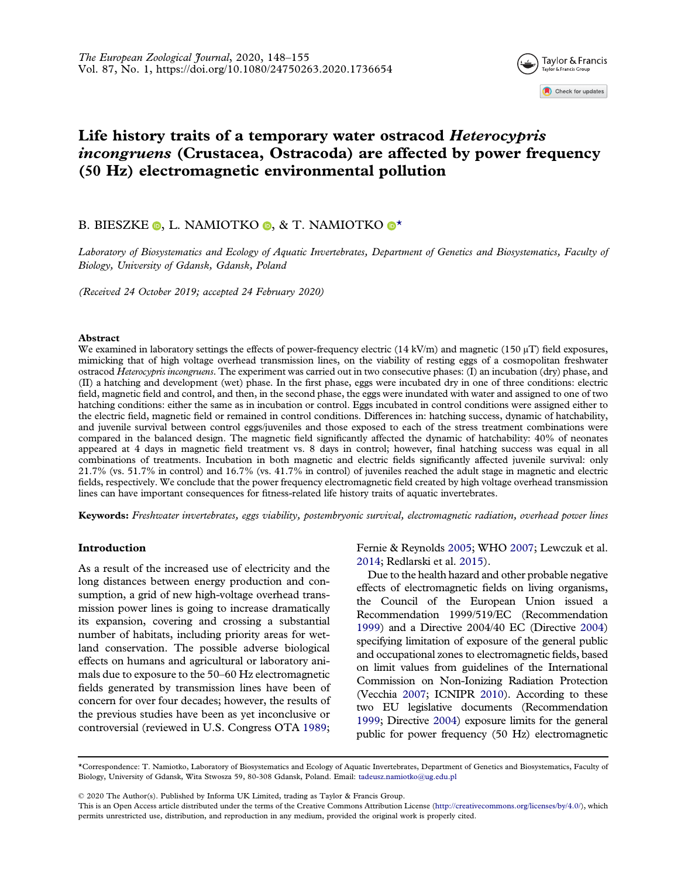# Life history traits of a temporary water ostracod *Heterocypris incongruens* (Crustacea, Ostracoda) are affected by power frequency (50 Hz) electromagnetic environmental pollution

B. BIESZKE, L. NAMIOTKO, & T. NAMIOTKO*

*Laboratory of Biosystematics and Ecology of Aquatic Invertebrates, Department of Genetics and Biosystematics, Faculty of Biology, University of Gdansk, Gdansk, Poland*

*(Received 24 October 2019; accepted 24 February 2020)*

## Abstract

We examined in laboratory settings the effects of power-frequency electric (14 kV/m) and magnetic (150 μT) field exposures, mimicking that of high voltage overhead transmission lines, on the viability of resting eggs of a cosmopolitan freshwater ostracod *Heterocypris incongruens*. The experiment was carried out in two consecutive phases: (I) an incubation (dry) phase, and (II) a hatching and development (wet) phase. In the first phase, eggs were incubated dry in one of three conditions: electric field, magnetic field and control, and then, in the second phase, the eggs were inundated with water and assigned to one of two hatching conditions: either the same as in incubation or control. Eggs incubated in control conditions were assigned either to the electric field, magnetic field or remained in control conditions. Differences in: hatching success, dynamic of hatchability, and juvenile survival between control eggs/juveniles and those exposed to each of the stress treatment combinations were compared in the balanced design. The magnetic field significantly affected the dynamic of hatchability: 40% of neonates appeared at 4 days in magnetic field treatment vs. 8 days in control; however, final hatching success was equal in all combinations of treatments. Incubation in both magnetic and electric fields significantly affected juvenile survival: only 21.7% (vs. 51.7% in control) and 16.7% (vs. 41.7% in control) of juveniles reached the adult stage in magnetic and electric fields, respectively. We conclude that the power frequency electromagnetic field created by high voltage overhead transmission lines can have important consequences for fitness-related life history traits of aquatic invertebrates.

**Keywords:** *Freshwater invertebrates, eggs viability, postembryonic survival, electromagnetic radiation, overhead power lines*

## Introduction

As a result of the increased use of electricity and the long distances between energy production and consumption, a grid of new high-voltage overhead transmission power lines is going to increase dramatically its expansion, covering and crossing a substantial number of habitats, including priority areas for wetland conservation. The possible adverse biological effects on humans and agricultural or laboratory animals due to exposure to the 50–60 Hz electromagnetic fields generated by transmission lines have been of concern for over four decades; however, the results of the previous studies have been as yet inconclusive or controversial (reviewed in U.S. Congress OTA 1989; Fernie & Reynolds 2005; WHO 2007; Lewczuk et al. 2014; Redlarski et al. 2015).

Due to the health hazard and other probable negative effects of electromagnetic fields on living organisms, the Council of the European Union issued a Recommendation 1999/519/EC (Recommendation 1999) and a Directive 2004/40 EC (Directive 2004) specifying limitation of exposure of the general public and occupational zones to electromagnetic fields, based on limit values from guidelines of the International Commission on Non-Ionizing Radiation Protection (Vecchia 2007; ICNIPR 2010). According to these two EU legislative documents (Recommendation 1999; Directive 2004) exposure limits for the general public for power frequency (50 Hz) electromagnetic

*Correspondence: T. Namiotko, Laboratory of Biosystematics and Ecology of Aquatic Invertebrates, Department of Genetics and Biosystematics, Faculty of Biology, University of Gdansk, Wita Stwosza 59, 80-308 Gdansk, Poland. Email: tadeusz.namiotko@ug.edu.pl

© 2020 The Author(s). Published by Informa UK Limited, trading as Taylor & Francis Group.
This is an Open Access article distributed under the terms of the Creative Commons Attribution License (http://creativecommons.org/licenses/by/4.0/), which permits unrestricted use, distribution, and reproduction in any medium, provided the original work is properly cited.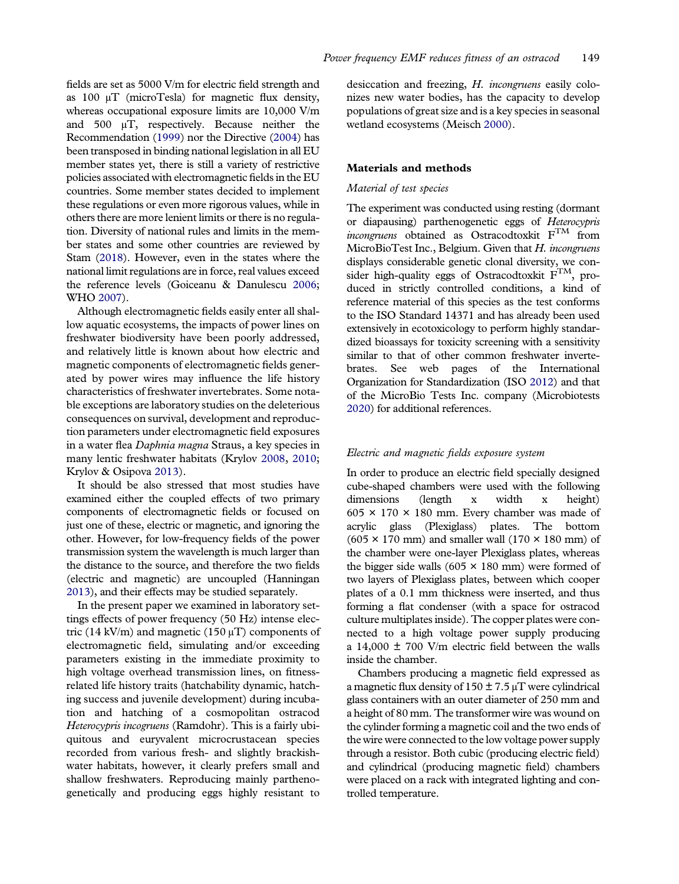fields are set as 5000 V/m for electric field strength and as 100 μT (microTesla) for magnetic flux density, whereas occupational exposure limits are 10,000 V/m and 500 μT, respectively. Because neither the Recommendation (1999) nor the Directive (2004) has been transposed in binding national legislation in all EU member states yet, there is still a variety of restrictive policies associated with electromagnetic fields in the EU countries. Some member states decided to implement these regulations or even more rigorous values, while in others there are more lenient limits or there is no regulation. Diversity of national rules and limits in the member states and some other countries are reviewed by Stam (2018). However, even in the states where the national limit regulations are in force, real values exceed the reference levels (Goiceanu & Danulescu 2006; WHO 2007).

Although electromagnetic fields easily enter all shallow aquatic ecosystems, the impacts of power lines on freshwater biodiversity have been poorly addressed, and relatively little is known about how electric and magnetic components of electromagnetic fields generated by power wires may influence the life history characteristics of freshwater invertebrates. Some notable exceptions are laboratory studies on the deleterious consequences on survival, development and reproduction parameters under electromagnetic field exposures in a water flea *Daphnia magna* Straus, a key species in many lentic freshwater habitats (Krylov 2008, 2010; Krylov & Osipova 2013).

It should be also stressed that most studies have examined either the coupled effects of two primary components of electromagnetic fields or focused on just one of these, electric or magnetic, and ignoring the other. However, for low-frequency fields of the power transmission system the wavelength is much larger than the distance to the source, and therefore the two fields (electric and magnetic) are uncoupled (Hanningan 2013), and their effects may be studied separately.

In the present paper we examined in laboratory settings effects of power frequency (50 Hz) intense electric (14 kV/m) and magnetic (150 μT) components of electromagnetic field, simulating and/or exceeding parameters existing in the immediate proximity to high voltage overhead transmission lines, on fitness-related life history traits (hatchability dynamic, hatching success and juvenile development) during incubation and hatching of a cosmopolitan ostracod *Heterocypris incogruens* (Ramdohr). This is a fairly ubiquitous and euryvalent microcrustacean species recorded from various fresh- and slightly brackish-water habitats, however, it clearly prefers small and shallow freshwaters. Reproducing mainly parthenogenetically and producing eggs highly resistant to desiccation and freezing, *H. incongruens* easily colonizes new water bodies, has the capacity to develop populations of great size and is a key species in seasonal wetland ecosystems (Meisch 2000).

## Materials and methods

### *Material of test species*

The experiment was conducted using resting (dormant or diapausing) parthenogenetic eggs of *Heterocypris incongruens* obtained as Ostracodtoxkit F™ from MicroBioTest Inc., Belgium. Given that *H. incongruens* displays considerable genetic clonal diversity, we consider high-quality eggs of Ostracodtoxkit F™, produced in strictly controlled conditions, a kind of reference material of this species as the test conforms to the ISO Standard 14371 and has already been used extensively in ecotoxicology to perform highly standardized bioassays for toxicity screening with a sensitivity similar to that of other common freshwater invertebrates. See web pages of the International Organization for Standardization (ISO 2012) and that of the MicroBio Tests Inc. company (Microbiotests 2020) for additional references.

### *Electric and magnetic fields exposure system*

In order to produce an electric field specially designed cube-shaped chambers were used with the following dimensions (length x width x height) 605 × 170 × 180 mm. Every chamber was made of acrylic glass (Plexiglass) plates. The bottom (605 × 170 mm) and smaller wall (170 × 180 mm) of the chamber were one-layer Plexiglass plates, whereas the bigger side walls (605 × 180 mm) were formed of two layers of Plexiglass plates, between which cooper plates of a 0.1 mm thickness were inserted, and thus forming a flat condenser (with a space for ostracod culture multiplates inside). The copper plates were connected to a high voltage power supply producing a 14,000 ± 700 V/m electric field between the walls inside the chamber.

Chambers producing a magnetic field expressed as a magnetic flux density of 150 ± 7.5 μT were cylindrical glass containers with an outer diameter of 250 mm and a height of 80 mm. The transformer wire was wound on the cylinder forming a magnetic coil and the two ends of the wire were connected to the low voltage power supply through a resistor. Both cubic (producing electric field) and cylindrical (producing magnetic field) chambers were placed on a rack with integrated lighting and controlled temperature.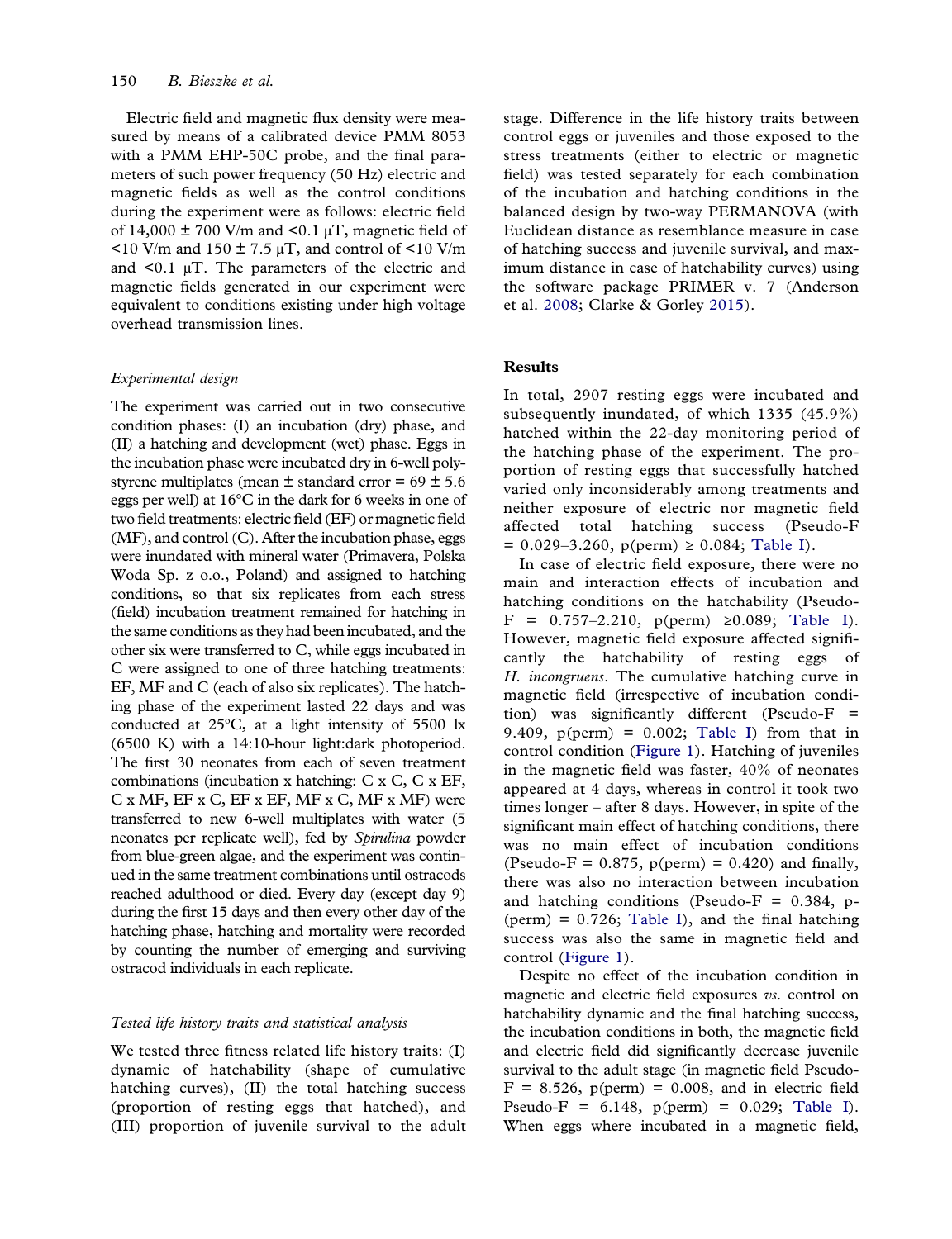Electric field and magnetic flux density were measured by means of a calibrated device PMM 8053 with a PMM EHP-50C probe, and the final parameters of such power frequency (50 Hz) electric and magnetic fields as well as the control conditions during the experiment were as follows: electric field of 14,000 ± 700 V/m and <0.1 μT, magnetic field of <10 V/m and 150 ± 7.5 μT, and control of <10 V/m and <0.1 μT. The parameters of the electric and magnetic fields generated in our experiment were equivalent to conditions existing under high voltage overhead transmission lines.

### *Experimental design*

The experiment was carried out in two consecutive condition phases: (I) an incubation (dry) phase, and (II) a hatching and development (wet) phase. Eggs in the incubation phase were incubated dry in 6-well polystyrene multiplates (mean ± standard error = 69 ± 5.6 eggs per well) at 16°C in the dark for 6 weeks in one of two field treatments: electric field (EF) or magnetic field (MF), and control (C). After the incubation phase, eggs were inundated with mineral water (Primavera, Polska Woda Sp. z o.o., Poland) and assigned to hatching conditions, so that six replicates from each stress (field) incubation treatment remained for hatching in the same conditions as they had been incubated, and the other six were transferred to C, while eggs incubated in C were assigned to one of three hatching treatments: EF, MF and C (each of also six replicates). The hatching phase of the experiment lasted 22 days and was conducted at 25ºC, at a light intensity of 5500 lx (6500 K) with a 14:10-hour light:dark photoperiod. The first 30 neonates from each of seven treatment combinations (incubation x hatching: C x C, C x EF, C x MF, EF x C, EF x EF, MF x C, MF x MF) were transferred to new 6-well multiplates with water (5 neonates per replicate well), fed by *Spirulina* powder from blue-green algae, and the experiment was continued in the same treatment combinations until ostracods reached adulthood or died. Every day (except day 9) during the first 15 days and then every other day of the hatching phase, hatching and mortality were recorded by counting the number of emerging and surviving ostracod individuals in each replicate.

### *Tested life history traits and statistical analysis*

We tested three fitness related life history traits: (I) dynamic of hatchability (shape of cumulative hatching curves), (II) the total hatching success (proportion of resting eggs that hatched), and (III) proportion of juvenile survival to the adult stage. Difference in the life history traits between control eggs or juveniles and those exposed to the stress treatments (either to electric or magnetic field) was tested separately for each combination of the incubation and hatching conditions in the balanced design by two-way PERMANOVA (with Euclidean distance as resemblance measure in case of hatching success and juvenile survival, and maximum distance in case of hatchability curves) using the software package PRIMER v. 7 (Anderson et al. 2008; Clarke & Gorley 2015).

## Results

In total, 2907 resting eggs were incubated and subsequently inundated, of which 1335 (45.9%) hatched within the 22-day monitoring period of the hatching phase of the experiment. The proportion of resting eggs that successfully hatched varied only inconsiderably among treatments and neither exposure of electric nor magnetic field affected total hatching success (Pseudo-F = 0.029–3.260, p(perm) ≥ 0.084; Table I).

In case of electric field exposure, there were no main and interaction effects of incubation and hatching conditions on the hatchability (Pseudo-F = 0.757–2.210, p(perm) ≥0.089; Table I). However, magnetic field exposure affected significantly the hatchability of resting eggs of *H. incongruens*. The cumulative hatching curve in magnetic field (irrespective of incubation condition) was significantly different (Pseudo-F = 9.409, p(perm) = 0.002; Table I) from that in control condition (Figure 1). Hatching of juveniles in the magnetic field was faster, 40% of neonates appeared at 4 days, whereas in control it took two times longer – after 8 days. However, in spite of the significant main effect of hatching conditions, there was no main effect of incubation conditions (Pseudo-F = 0.875, p(perm) = 0.420) and finally, there was also no interaction between incubation and hatching conditions (Pseudo-F = 0.384, p-(perm) = 0.726; Table I), and the final hatching success was also the same in magnetic field and control (Figure 1).

Despite no effect of the incubation condition in magnetic and electric field exposures *vs*. control on hatchability dynamic and the final hatching success, the incubation conditions in both, the magnetic field and electric field did significantly decrease juvenile survival to the adult stage (in magnetic field Pseudo-F = 8.526, p(perm) = 0.008, and in electric field Pseudo-F = 6.148, p(perm) = 0.029; Table I). When eggs where incubated in a magnetic field,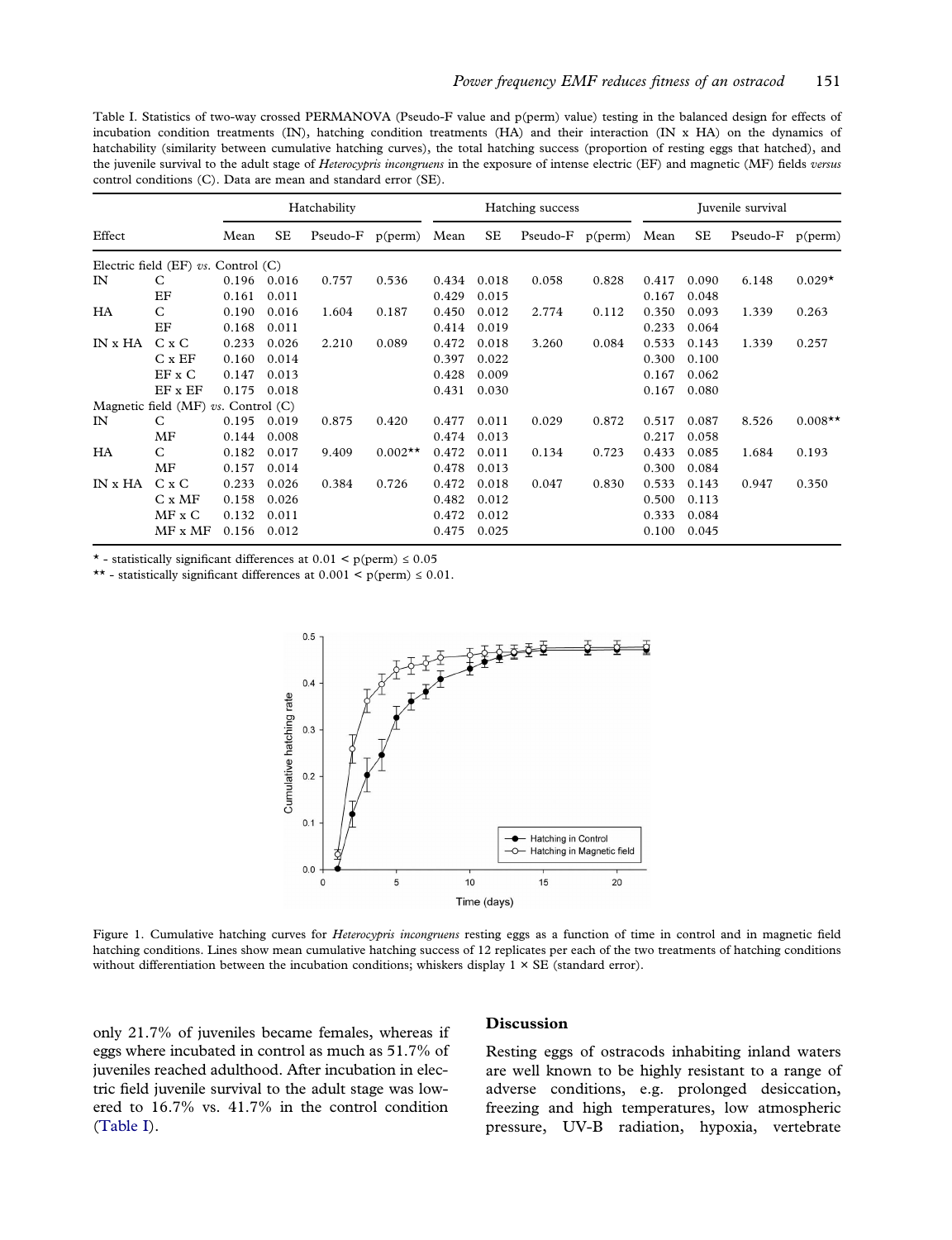Table I. Statistics of two-way crossed PERMANOVA (Pseudo-F value and p(perm) value) testing in the balanced design for effects of incubation condition treatments (IN), hatching condition treatments (HA) and their interaction (IN x HA) on the dynamics of hatchability (similarity between cumulative hatching curves), the total hatching success (proportion of resting eggs that hatched), and the juvenile survival to the adult stage of *Heterocypris incongruens* in the exposure of intense electric (EF) and magnetic (MF) fields *versus* control conditions (C). Data are mean and standard error (SE).

| Effect | | Hatchability | | | | Hatching success | | | | Juvenile survival | | | |
|---|---|---|---|---|---|---|---|---|---|---|---|---|---|
| | | Mean | SE | Pseudo-F | p(perm) | Mean | SE | Pseudo-F | p(perm) | Mean | SE | Pseudo-F | p(perm) |
| Electric field (EF) *vs.* Control (C) | | | | | | | | | | | | | |
| IN | C | 0.196 | 0.016 | 0.757 | 0.536 | 0.434 | 0.018 | 0.058 | 0.828 | 0.417 | 0.090 | 6.148 | 0.029* |
| | EF | 0.161 | 0.011 | | | 0.429 | 0.015 | | | 0.167 | 0.048 | | |
| HA | C | 0.190 | 0.016 | 1.604 | 0.187 | 0.450 | 0.012 | 2.774 | 0.112 | 0.350 | 0.093 | 1.339 | 0.263 |
| | EF | 0.168 | 0.011 | | | 0.414 | 0.019 | | | 0.233 | 0.064 | | |
| IN x HA | C x C | 0.233 | 0.026 | 2.210 | 0.089 | 0.472 | 0.018 | 3.260 | 0.084 | 0.533 | 0.143 | 1.339 | 0.257 |
| | C x EF | 0.160 | 0.014 | | | 0.397 | 0.022 | | | 0.300 | 0.100 | | |
| | EF x C | 0.147 | 0.013 | | | 0.428 | 0.009 | | | 0.167 | 0.062 | | |
| | EF x EF | 0.175 | 0.018 | | | 0.431 | 0.030 | | | 0.167 | 0.080 | | |
| Magnetic field (MF) *vs.* Control (C) | | | | | | | | | | | | | |
| IN | C | 0.195 | 0.019 | 0.875 | 0.420 | 0.477 | 0.011 | 0.029 | 0.872 | 0.517 | 0.087 | 8.526 | 0.008** |
| | MF | 0.144 | 0.008 | | | 0.474 | 0.013 | | | 0.217 | 0.058 | | |
| HA | C | 0.182 | 0.017 | 9.409 | 0.002** | 0.472 | 0.011 | 0.134 | 0.723 | 0.433 | 0.085 | 1.684 | 0.193 |
| | MF | 0.157 | 0.014 | | | 0.478 | 0.013 | | | 0.300 | 0.084 | | |
| IN x HA | C x C | 0.233 | 0.026 | 0.384 | 0.726 | 0.472 | 0.018 | 0.047 | 0.830 | 0.533 | 0.143 | 0.947 | 0.350 |
| | C x MF | 0.158 | 0.026 | | | 0.482 | 0.012 | | | 0.500 | 0.113 | | |
| | MF x C | 0.132 | 0.011 | | | 0.472 | 0.012 | | | 0.333 | 0.084 | | |
| | MF x MF | 0.156 | 0.012 | | | 0.475 | 0.025 | | | 0.100 | 0.045 | | |

\* - statistically significant differences at $0.01 < p(perm) \leq 0.05$

\*\* - statistically significant differences at $0.001 < p(perm) \leq 0.01$.

Figure 1. Cumulative hatching curves for *Heterocypris incongruens* resting eggs as a function of time in control and in magnetic field hatching conditions. Lines show mean cumulative hatching success of 12 replicates per each of the two treatments of hatching conditions without differentiation between the incubation conditions; whiskers display 1 × SE (standard error).

only 21.7% of juveniles became females, whereas if eggs where incubated in control as much as 51.7% of juveniles reached adulthood. After incubation in electric field juvenile survival to the adult stage was lowered to 16.7% vs. 41.7% in the control condition (Table I).

## Discussion

Resting eggs of ostracods inhabiting inland waters are well known to be highly resistant to a range of adverse conditions, e.g. prolonged desiccation, freezing and high temperatures, low atmospheric pressure, UV-B radiation, hypoxia, vertebrate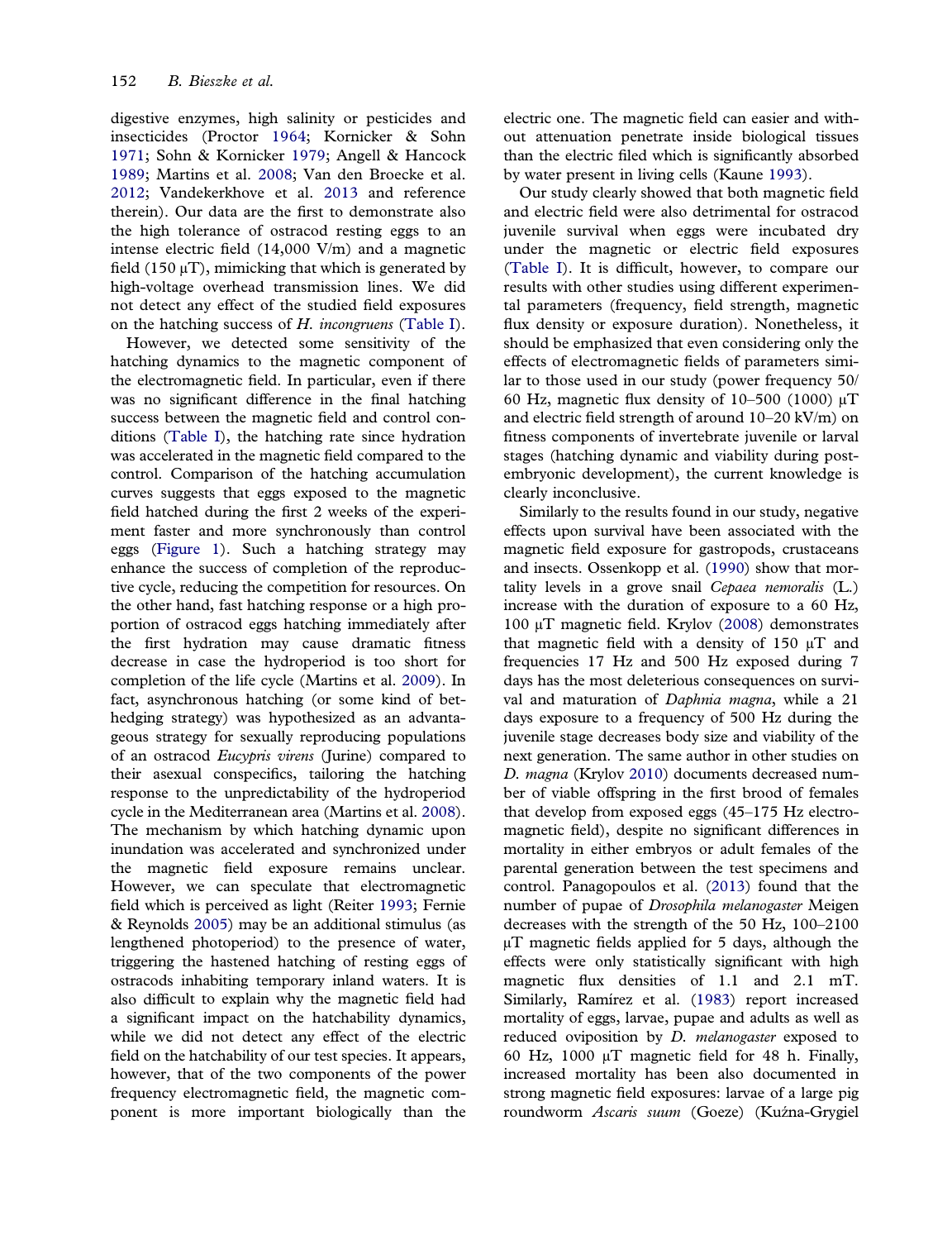digestive enzymes, high salinity or pesticides and insecticides (Proctor 1964; Kornicker & Sohn 1971; Sohn & Kornicker 1979; Angell & Hancock 1989; Martins et al. 2008; Van den Broecke et al. 2012; Vandekerkhove et al. 2013 and reference therein). Our data are the first to demonstrate also the high tolerance of ostracod resting eggs to an intense electric field (14,000 V/m) and a magnetic field (150 μT), mimicking that which is generated by high-voltage overhead transmission lines. We did not detect any effect of the studied field exposures on the hatching success of *H. incongruens* (Table I).

However, we detected some sensitivity of the hatching dynamics to the magnetic component of the electromagnetic field. In particular, even if there was no significant difference in the final hatching success between the magnetic field and control conditions (Table I), the hatching rate since hydration was accelerated in the magnetic field compared to the control. Comparison of the hatching accumulation curves suggests that eggs exposed to the magnetic field hatched during the first 2 weeks of the experiment faster and more synchronously than control eggs (Figure 1). Such a hatching strategy may enhance the success of completion of the reproductive cycle, reducing the competition for resources. On the other hand, fast hatching response or a high proportion of ostracod eggs hatching immediately after the first hydration may cause dramatic fitness decrease in case the hydroperiod is too short for completion of the life cycle (Martins et al. 2009). In fact, asynchronous hatching (or some kind of bet-hedging strategy) was hypothesized as an advantageous strategy for sexually reproducing populations of an ostracod *Eucypris virens* (Jurine) compared to their asexual conspecifics, tailoring the hatching response to the unpredictability of the hydroperiod cycle in the Mediterranean area (Martins et al. 2008). The mechanism by which hatching dynamic upon inundation was accelerated and synchronized under the magnetic field exposure remains unclear. However, we can speculate that electromagnetic field which is perceived as light (Reiter 1993; Fernie & Reynolds 2005) may be an additional stimulus (as lengthened photoperiod) to the presence of water, triggering the hastened hatching of resting eggs of ostracods inhabiting temporary inland waters. It is also difficult to explain why the magnetic field had a significant impact on the hatchability dynamics, while we did not detect any effect of the electric field on the hatchability of our test species. It appears, however, that of the two components of the power frequency electromagnetic field, the magnetic component is more important biologically than the electric one. The magnetic field can easier and without attenuation penetrate inside biological tissues than the electric filed which is significantly absorbed by water present in living cells (Kaune 1993).

Our study clearly showed that both magnetic field and electric field were also detrimental for ostracod juvenile survival when eggs were incubated dry under the magnetic or electric field exposures (Table I). It is difficult, however, to compare our results with other studies using different experimental parameters (frequency, field strength, magnetic flux density or exposure duration). Nonetheless, it should be emphasized that even considering only the effects of electromagnetic fields of parameters similar to those used in our study (power frequency 50/60 Hz, magnetic flux density of 10–500 (1000) μT and electric field strength of around 10–20 kV/m) on fitness components of invertebrate juvenile or larval stages (hatching dynamic and viability during post-embryonic development), the current knowledge is clearly inconclusive.

Similarly to the results found in our study, negative effects upon survival have been associated with the magnetic field exposure for gastropods, crustaceans and insects. Ossenkopp et al. (1990) show that mortality levels in a grove snail *Cepaea nemoralis* (L.) increase with the duration of exposure to a 60 Hz, 100 μT magnetic field. Krylov (2008) demonstrates that magnetic field with a density of 150 μT and frequencies 17 Hz and 500 Hz exposed during 7 days has the most deleterious consequences on survival and maturation of *Daphnia magna*, while a 21 days exposure to a frequency of 500 Hz during the juvenile stage decreases body size and viability of the next generation. The same author in other studies on *D. magna* (Krylov 2010) documents decreased number of viable offspring in the first brood of females that develop from exposed eggs (45–175 Hz electromagnetic field), despite no significant differences in mortality in either embryos or adult females of the parental generation between the test specimens and control. Panagopoulos et al. (2013) found that the number of pupae of *Drosophila melanogaster* Meigen decreases with the strength of the 50 Hz, 100–2100 μT magnetic fields applied for 5 days, although the effects were only statistically significant with high magnetic flux densities of 1.1 and 2.1 mT. Similarly, Ramírez et al. (1983) report increased mortality of eggs, larvae, pupae and adults as well as reduced oviposition by *D. melanogaster* exposed to 60 Hz, 1000 μT magnetic field for 48 h. Finally, increased mortality has been also documented in strong magnetic field exposures: larvae of a large pig roundworm *Ascaris suum* (Goeze) (Kuźna-Grygiel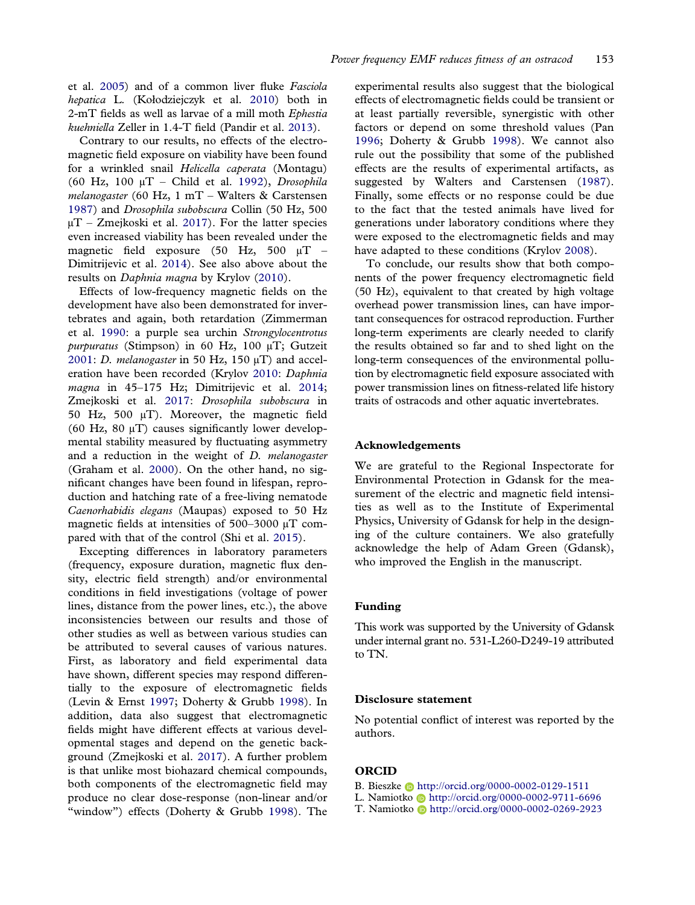et al. 2005) and of a common liver fluke *Fasciola hepatica* L. (Kołodziejczyk et al. 2010) both in 2-mT fields as well as larvae of a mill moth *Ephestia kuehniella* Zeller in 1.4-T field (Pandir et al. 2013).

Contrary to our results, no effects of the electromagnetic field exposure on viability have been found for a wrinkled snail *Helicella caperata* (Montagu) (60 Hz, 100 μT – Child et al. 1992), *Drosophila melanogaster* (60 Hz, 1 mT – Walters & Carstensen 1987) and *Drosophila subobscura* Collin (50 Hz, 500 μT – Zmejkoski et al. 2017). For the latter species even increased viability has been revealed under the magnetic field exposure (50 Hz, 500 μT – Dimitrijevic et al. 2014). See also above about the results on *Daphnia magna* by Krylov (2010).

Effects of low-frequency magnetic fields on the development have also been demonstrated for invertebrates and again, both retardation (Zimmerman et al. 1990: a purple sea urchin *Strongylocentrotus purpuratus* (Stimpson) in 60 Hz, 100 μT; Gutzeit 2001: *D. melanogaster* in 50 Hz, 150 μT) and acceleration have been recorded (Krylov 2010: *Daphnia magna* in 45–175 Hz; Dimitrijevic et al. 2014; Zmejkoski et al. 2017: *Drosophila subobscura* in 50 Hz, 500 μT). Moreover, the magnetic field (60 Hz, 80 μT) causes significantly lower developmental stability measured by fluctuating asymmetry and a reduction in the weight of *D. melanogaster* (Graham et al. 2000). On the other hand, no significant changes have been found in lifespan, reproduction and hatching rate of a free-living nematode *Caenorhabidis elegans* (Maupas) exposed to 50 Hz magnetic fields at intensities of 500–3000 μT compared with that of the control (Shi et al. 2015).

Excepting differences in laboratory parameters (frequency, exposure duration, magnetic flux density, electric field strength) and/or environmental conditions in field investigations (voltage of power lines, distance from the power lines, etc.), the above inconsistencies between our results and those of other studies as well as between various studies can be attributed to several causes of various natures. First, as laboratory and field experimental data have shown, different species may respond differentially to the exposure of electromagnetic fields (Levin & Ernst 1997; Doherty & Grubb 1998). In addition, data also suggest that electromagnetic fields might have different effects at various developmental stages and depend on the genetic background (Zmejkoski et al. 2017). A further problem is that unlike most biohazard chemical compounds, both components of the electromagnetic field may produce no clear dose-response (non-linear and/or "window") effects (Doherty & Grubb 1998). The experimental results also suggest that the biological effects of electromagnetic fields could be transient or at least partially reversible, synergistic with other factors or depend on some threshold values (Pan 1996; Doherty & Grubb 1998). We cannot also rule out the possibility that some of the published effects are the results of experimental artifacts, as suggested by Walters and Carstensen (1987). Finally, some effects or no response could be due to the fact that the tested animals have lived for generations under laboratory conditions where they were exposed to the electromagnetic fields and may have adapted to these conditions (Krylov 2008).

To conclude, our results show that both components of the power frequency electromagnetic field (50 Hz), equivalent to that created by high voltage overhead power transmission lines, can have important consequences for ostracod reproduction. Further long-term experiments are clearly needed to clarify the results obtained so far and to shed light on the long-term consequences of the environmental pollution by electromagnetic field exposure associated with power transmission lines on fitness-related life history traits of ostracods and other aquatic invertebrates.

## Acknowledgements

We are grateful to the Regional Inspectorate for Environmental Protection in Gdansk for the measurement of the electric and magnetic field intensities as well as to the Institute of Experimental Physics, University of Gdansk for help in the designing of the culture containers. We also gratefully acknowledge the help of Adam Green (Gdansk), who improved the English in the manuscript.

## Funding

This work was supported by the University of Gdansk under internal grant no. 531-L260-D249-19 attributed to TN.

## Disclosure statement

No potential conflict of interest was reported by the authors.

## ORCID

B. Bieszke http://orcid.org/0000-0002-0129-1511
L. Namiotko http://orcid.org/0000-0002-9711-6696
T. Namiotko http://orcid.org/0000-0002-0269-2923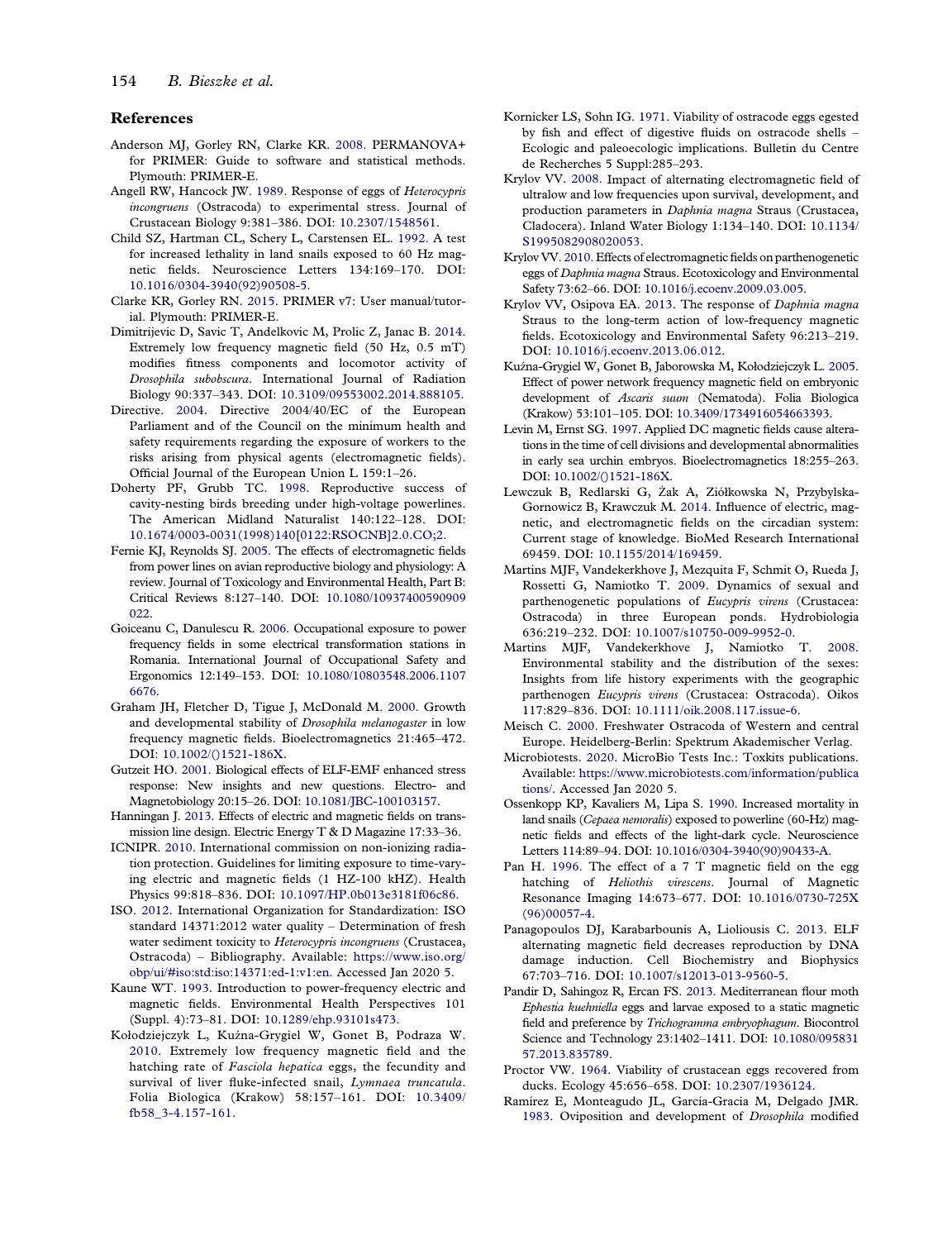## References

Anderson MJ, Gorley RN, Clarke KR. 2008. PERMANOVA+ for PRIMER: Guide to software and statistical methods. Plymouth: PRIMER-E.

Angell RW, Hancock JW. 1989. Response of eggs of *Heterocypris incongruens* (Ostracoda) to experimental stress. Journal of Crustacean Biology 9:381–386. DOI: 10.2307/1548561.

Child SZ, Hartman CL, Schery L, Carstensen EL. 1992. A test for increased lethality in land snails exposed to 60 Hz magnetic fields. Neuroscience Letters 134:169–170. DOI: 10.1016/0304-3940(92)90508-5.

Clarke KR, Gorley RN. 2015. PRIMER v7: User manual/tutorial. Plymouth: PRIMER-E.

Dimitrijevic D, Savic T, Andelkovic M, Prolic Z, Janac B. 2014. Extremely low frequency magnetic field (50 Hz, 0.5 mT) modifies fitness components and locomotor activity of *Drosophila subobscura*. International Journal of Radiation Biology 90:337–343. DOI: 10.3109/09553002.2014.888105.

Directive. 2004. Directive 2004/40/EC of the European Parliament and of the Council on the minimum health and safety requirements regarding the exposure of workers to the risks arising from physical agents (electromagnetic fields). Official Journal of the European Union L 159:1–26.

Doherty PF, Grubb TC. 1998. Reproductive success of cavity-nesting birds breeding under high-voltage powerlines. The American Midland Naturalist 140:122–128. DOI: 10.1674/0003-0031(1998)140[0122:RSOCNB]2.0.CO;2.

Fernie KJ, Reynolds SJ. 2005. The effects of electromagnetic fields from power lines on avian reproductive biology and physiology: A review. Journal of Toxicology and Environmental Health, Part B: Critical Reviews 8:127–140. DOI: 10.1080/10937400590909022.

Goiceanu C, Danulescu R. 2006. Occupational exposure to power frequency fields in some electrical transformation stations in Romania. International Journal of Occupational Safety and Ergonomics 12:149–153. DOI: 10.1080/10803548.2006.11076676.

Graham JH, Fletcher D, Tigue J, McDonald M. 2000. Growth and developmental stability of *Drosophila melanogaster* in low frequency magnetic fields. Bioelectromagnetics 21:465–472. DOI: 10.1002/()1521-186X.

Gutzeit HO. 2001. Biological effects of ELF-EMF enhanced stress response: New insights and new questions. Electro- and Magnetobiology 20:15–26. DOI: 10.1081/JBC-100103157.

Hanningan J. 2013. Effects of electric and magnetic fields on transmission line design. Electric Energy T & D Magazine 17:33–36.

ICNIPR. 2010. International commission on non-ionizing radiation protection. Guidelines for limiting exposure to time-varying electric and magnetic fields (1 HZ-100 kHZ). Health Physics 99:818–836. DOI: 10.1097/HP.0b013e3181f06c86.

ISO. 2012. International Organization for Standardization: ISO standard 14371:2012 water quality – Determination of fresh water sediment toxicity to *Heterocypris incongruens* (Crustacea, Ostracoda) – Bibliography. Available: https://www.iso.org/obp/ui/#iso:std:iso:14371:ed-1:v1:en. Accessed Jan 2020 5.

Kaune WT. 1993. Introduction to power-frequency electric and magnetic fields. Environmental Health Perspectives 101 (Suppl. 4):73–81. DOI: 10.1289/ehp.93101s473.

Kołodziejczyk L, Kuźna-Grygiel W, Gonet B, Podraza W. 2010. Extremely low frequency magnetic field and the hatching rate of *Fasciola hepatica* eggs, the fecundity and survival of liver fluke-infected snail, *Lymnaea truncatula*. Folia Biologica (Krakow) 58:157–161. DOI: 10.3409/fb58_3-4.157-161.

Kornicker LS, Sohn IG. 1971. Viability of ostracode eggs egested by fish and effect of digestive fluids on ostracode shells – Ecologic and paleoecologic implications. Bulletin du Centre de Recherches 5 Suppl:285–293.

Krylov VV. 2008. Impact of alternating electromagnetic field of ultralow and low frequencies upon survival, development, and production parameters in *Daphnia magna* Straus (Crustacea, Cladocera). Inland Water Biology 1:134–140. DOI: 10.1134/S1995082908020053.

Krylov VV. 2010. Effects of electromagnetic fields on parthenogenetic eggs of *Daphnia magna* Straus. Ecotoxicology and Environmental Safety 73:62–66. DOI: 10.1016/j.ecoenv.2009.03.005.

Krylov VV, Osipova EA. 2013. The response of *Daphnia magna* Straus to the long-term action of low-frequency magnetic fields. Ecotoxicology and Environmental Safety 96:213–219. DOI: 10.1016/j.ecoenv.2013.06.012.

Kuźna-Grygiel W, Gonet B, Jaborowska M, Kołodziejczyk L. 2005. Effect of power network frequency magnetic field on embryonic development of *Ascaris suum* (Nematoda). Folia Biologica (Krakow) 53:101–105. DOI: 10.3409/1734916054663393.

Levin M, Ernst SG. 1997. Applied DC magnetic fields cause alterations in the time of cell divisions and developmental abnormalities in early sea urchin embryos. Bioelectromagnetics 18:255–263. DOI: 10.1002/()1521-186X.

Lewczuk B, Redlarski G, Żak A, Ziółkowska N, Przybylska-Gornowicz B, Krawczuk M. 2014. Influence of electric, magnetic, and electromagnetic fields on the circadian system: Current stage of knowledge. BioMed Research International 69459. DOI: 10.1155/2014/169459.

Martins MJF, Vandekerkhove J, Mezquita F, Schmit O, Rueda J, Rossetti G, Namiotko T. 2009. Dynamics of sexual and parthenogenetic populations of *Eucypris virens* (Crustacea: Ostracoda) in three European ponds. Hydrobiologia 636:219–232. DOI: 10.1007/s10750-009-9952-0.

Martins MJF, Vandekerkhove J, Namiotko T. 2008. Environmental stability and the distribution of the sexes: Insights from life history experiments with the geographic parthenogen *Eucypris virens* (Crustacea: Ostracoda). Oikos 117:829–836. DOI: 10.1111/oik.2008.117.issue-6.

Meisch C. 2000. Freshwater Ostracoda of Western and central Europe. Heidelberg-Berlin: Spektrum Akademischer Verlag.

Microbiotests. 2020. MicroBio Tests Inc.: Toxkits publications. Available: https://www.microbiotests.com/information/publications/. Accessed Jan 2020 5.

Ossenkopp KP, Kavaliers M, Lipa S. 1990. Increased mortality in land snails (*Cepaea nemoralis*) exposed to powerline (60-Hz) magnetic fields and effects of the light-dark cycle. Neuroscience Letters 114:89–94. DOI: 10.1016/0304-3940(90)90433-A.

Pan H. 1996. The effect of a 7 T magnetic field on the egg hatching of *Heliothis virescens*. Journal of Magnetic Resonance Imaging 14:673–677. DOI: 10.1016/0730-725X(96)00057-4.

Panagopoulos DJ, Karabarbounis A, Lioliousis C. 2013. ELF alternating magnetic field decreases reproduction by DNA damage induction. Cell Biochemistry and Biophysics 67:703–716. DOI: 10.1007/s12013-013-9560-5.

Pandir D, Sahingoz R, Ercan FS. 2013. Mediterranean flour moth *Ephestia kuehniella* eggs and larvae exposed to a static magnetic field and preference by *Trichogramma embryophagum*. Biocontrol Science and Technology 23:1402–1411. DOI: 10.1080/09583157.2013.835789.

Proctor VW. 1964. Viability of crustacean eggs recovered from ducks. Ecology 45:656–658. DOI: 10.2307/1936124.

Ramírez E, Monteagudo JL, García-Gracia M, Delgado JMR. 1983. Oviposition and development of *Drosophila* modified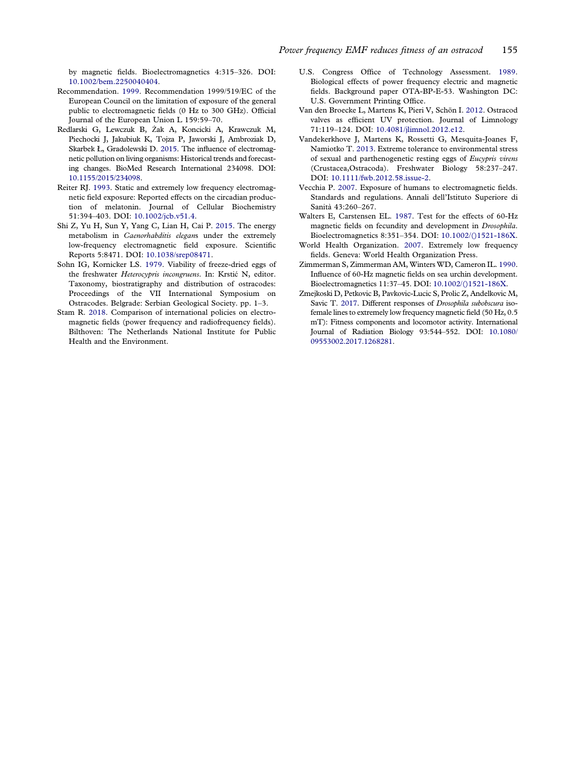by magnetic fields. Bioelectromagnetics 4:315–326. DOI: 10.1002/bem.2250040404.

Recommendation. 1999. Recommendation 1999/519/EC of the European Council on the limitation of exposure of the general public to electromagnetic fields (0 Hz to 300 GHz). Official Journal of the European Union L 159:59–70.

Redlarski G, Lewczuk B, Żak A, Koncicki A, Krawczuk M, Piechocki J, Jakubiuk K, Tojza P, Jaworski J, Ambroziak D, Skarbek Ł, Gradolewski D. 2015. The influence of electromagnetic pollution on living organisms: Historical trends and forecasting changes. BioMed Research International 234098. DOI: 10.1155/2015/234098.

Reiter RJ. 1993. Static and extremely low frequency electromagnetic field exposure: Reported effects on the circadian production of melatonin. Journal of Cellular Biochemistry 51:394–403. DOI: 10.1002/jcb.v51.4.

Shi Z, Yu H, Sun Y, Yang C, Lian H, Cai P. 2015. The energy metabolism in *Caenorhabditis elegans* under the extremely low-frequency electromagnetic field exposure. Scientific Reports 5:8471. DOI: 10.1038/srep08471.

Sohn IG, Kornicker LS. 1979. Viability of freeze-dried eggs of the freshwater *Heterocypris incongruens*. In: Krstić N, editor. Taxonomy, biostratigraphy and distribution of ostracodes: Proceedings of the VII International Symposium on Ostracodes. Belgrade: Serbian Geological Society. pp. 1–3.

Stam R. 2018. Comparison of international policies on electromagnetic fields (power frequency and radiofrequency fields). Bilthoven: The Netherlands National Institute for Public Health and the Environment.

U.S. Congress Office of Technology Assessment. 1989. Biological effects of power frequency electric and magnetic fields. Background paper OTA-BP-E-53. Washington DC: U.S. Government Printing Office.

Van den Broecke L, Martens K, Pieri V, Schön I. 2012. Ostracod valves as efficient UV protection. Journal of Limnology 71:119–124. DOI: 10.4081/jlimnol.2012.e12.

Vandekerkhove J, Martens K, Rossetti G, Mesquita-Joanes F, Namiotko T. 2013. Extreme tolerance to environmental stress of sexual and parthenogenetic resting eggs of *Eucypris virens* (Crustacea,Ostracoda). Freshwater Biology 58:237–247. DOI: 10.1111/fwb.2012.58.issue-2.

Vecchia P. 2007. Exposure of humans to electromagnetic fields. Standards and regulations. Annali dell'Istituto Superiore di Sanità 43:260–267.

Walters E, Carstensen EL. 1987. Test for the effects of 60-Hz magnetic fields on fecundity and development in *Drosophila*. Bioelectromagnetics 8:351–354. DOI: 10.1002/()1521-186X.

World Health Organization. 2007. Extremely low frequency fields. Geneva: World Health Organization Press.

Zimmerman S, Zimmerman AM, Winters WD, Cameron IL. 1990. Influence of 60-Hz magnetic fields on sea urchin development. Bioelectromagnetics 11:37–45. DOI: 10.1002/()1521-186X.

Zmejkoski D, Petkovic B, Pavkovic-Lucic S, Prolic Z, Andelkovic M, Savic T. 2017. Different responses of *Drosophila subobscura* isofemale lines to extremely low frequency magnetic field (50 Hz, 0.5 mT): Fitness components and locomotor activity. International Journal of Radiation Biology 93:544–552. DOI: 10.1080/09553002.2017.1268281.